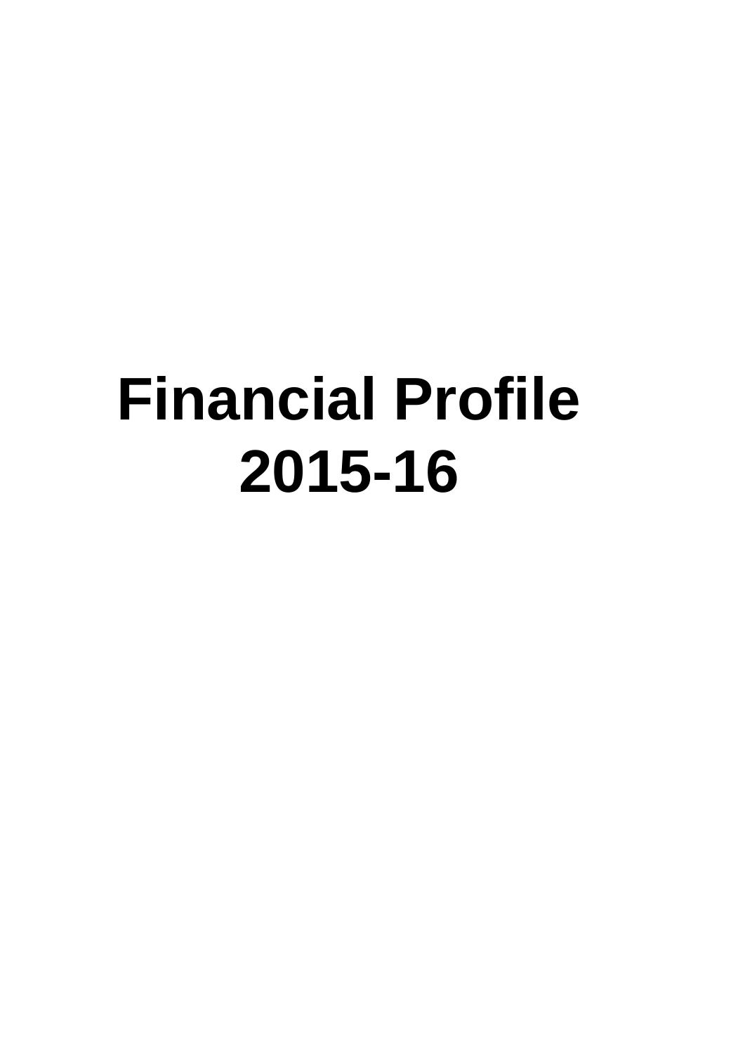# Financial Profile 2015-16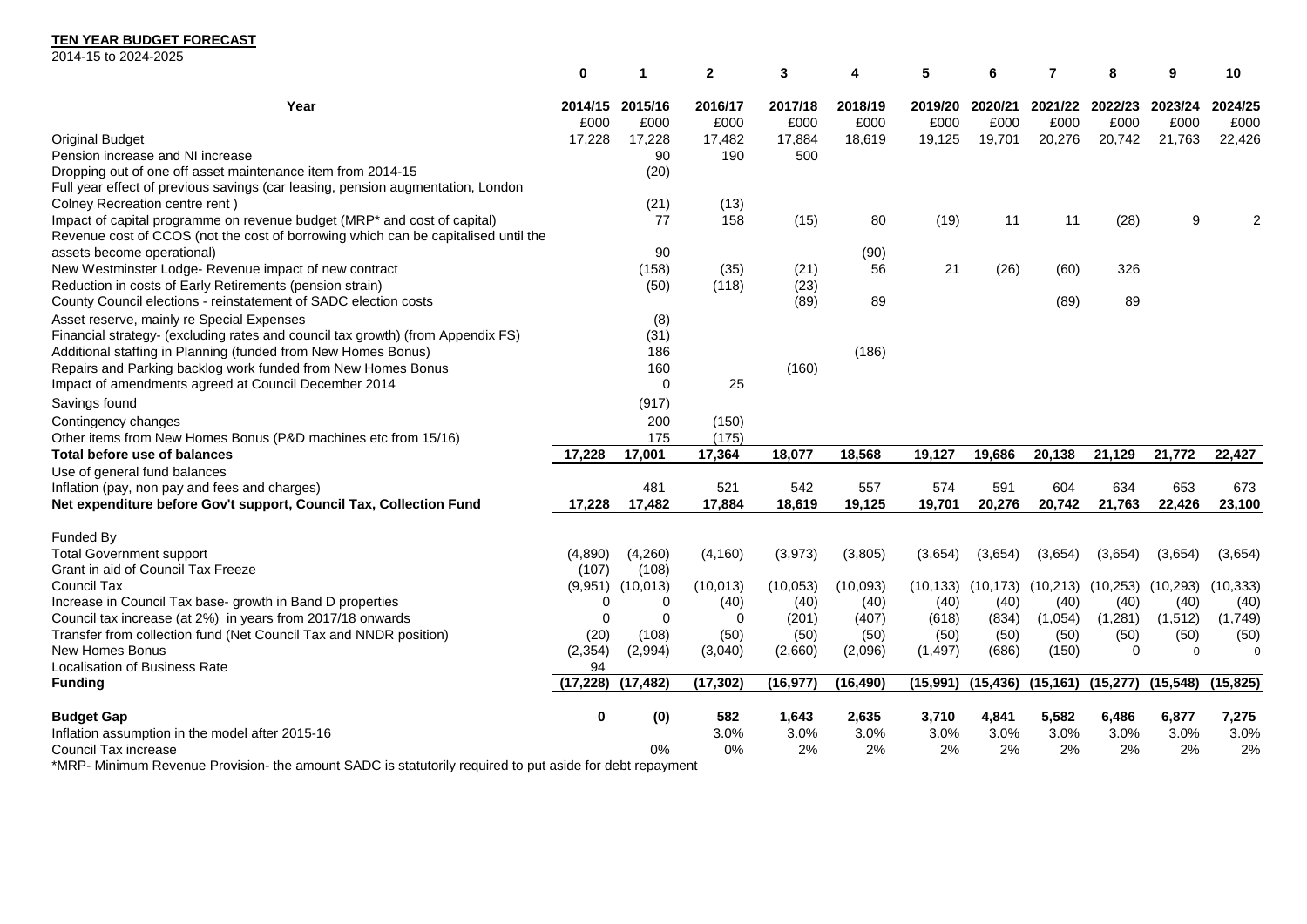**TEN YEAR BUDGET FORECAST**

2014-15 to 2024-2025

| | 0 | 1 | 2 | 3 | 4 | 5 | 6 | 7 | 8 | 9 | 10 |
|---|---|---|---|---|---|---|---|---|---|---|---|
| **Year** | **2014/15** | **2015/16** | **2016/17** | **2017/18** | **2018/19** | **2019/20** | **2020/21** | **2021/22** | **2022/23** | **2023/24** | **2024/25** |
| | £000 | £000 | £000 | £000 | £000 | £000 | £000 | £000 | £000 | £000 | £000 |
| Original Budget | 17,228 | 17,228 | 17,482 | 17,884 | 18,619 | 19,125 | 19,701 | 20,276 | 20,742 | 21,763 | 22,426 |
| Pension increase and NI increase | | 90 | 190 | 500 | | | | | | | |
| Dropping out of one off asset maintenance item from 2014-15 | | (20) | | | | | | | | | |
| Full year effect of previous savings (car leasing, pension augmentation, London Colney Recreation centre rent ) | | (21) | (13) | | | | | | | | |
| Impact of capital programme on revenue budget (MRP* and cost of capital) | | 77 | 158 | (15) | 80 | (19) | 11 | 11 | (28) | 9 | 2 |
| Revenue cost of CCOS (not the cost of borrowing which can be capitalised until the assets become operational) | | 90 | | | (90) | | | | | | |
| New Westminster Lodge- Revenue impact of new contract | | (158) | (35) | (21) | 56 | 21 | (26) | (60) | 326 | | |
| Reduction in costs of Early Retirements (pension strain) | | (50) | (118) | (23) | | | | | | | |
| County Council elections - reinstatement of SADC election costs | | | | (89) | 89 | | | (89) | 89 | | |
| Asset reserve, mainly re Special Expenses | | (8) | | | | | | | | | |
| Financial strategy- (excluding rates and council tax growth) (from Appendix FS) | | (31) | | | | | | | | | |
| Additional staffing in Planning (funded from New Homes Bonus) | | 186 | | | (186) | | | | | | |
| Repairs and Parking backlog work funded from New Homes Bonus | | 160 | | (160) | | | | | | | |
| Impact of amendments agreed at Council December 2014 | | 0 | 25 | | | | | | | | |
| Savings found | | (917) | | | | | | | | | |
| Contingency changes | | 200 | (150) | | | | | | | | |
| Other items from New Homes Bonus (P&D machines etc from 15/16) | | 175 | (175) | | | | | | | | |
| **Total before use of balances** | **17,228** | **17,001** | **17,364** | **18,077** | **18,568** | **19,127** | **19,686** | **20,138** | **21,129** | **21,772** | **22,427** |
| Use of general fund balances | | | | | | | | | | | |
| Inflation (pay, non pay and fees and charges) | | 481 | 521 | 542 | 557 | 574 | 591 | 604 | 634 | 653 | 673 |
| **Net expenditure before Gov't support, Council Tax, Collection Fund** | **17,228** | **17,482** | **17,884** | **18,619** | **19,125** | **19,701** | **20,276** | **20,742** | **21,763** | **22,426** | **23,100** |
| | | | | | | | | | | | |
| Funded By | | | | | | | | | | | |
| Total Government support | (4,890) | (4,260) | (4,160) | (3,973) | (3,805) | (3,654) | (3,654) | (3,654) | (3,654) | (3,654) | (3,654) |
| Grant in aid of Council Tax Freeze | (107) | (108) | | | | | | | | | |
| Council Tax | (9,951) | (10,013) | (10,013) | (10,053) | (10,093) | (10,133) | (10,173) | (10,213) | (10,253) | (10,293) | (10,333) |
| Increase in Council Tax base- growth in Band D properties | 0 | 0 | (40) | (40) | (40) | (40) | (40) | (40) | (40) | (40) | (40) |
| Council tax increase (at 2%) in years from 2017/18 onwards | 0 | 0 | 0 | (201) | (407) | (618) | (834) | (1,054) | (1,281) | (1,512) | (1,749) |
| Transfer from collection fund (Net Council Tax and NNDR position) | (20) | (108) | (50) | (50) | (50) | (50) | (50) | (50) | (50) | (50) | (50) |
| New Homes Bonus | (2,354) | (2,994) | (3,040) | (2,660) | (2,096) | (1,497) | (686) | (150) | 0 | 0 | 0 |
| Localisation of Business Rate | 94 | | | | | | | | | | |
| **Funding** | **(17,228)** | **(17,482)** | **(17,302)** | **(16,977)** | **(16,490)** | **(15,991)** | **(15,436)** | **(15,161)** | **(15,277)** | **(15,548)** | **(15,825)** |
| | | | | | | | | | | | |
| **Budget Gap** | **0** | **(0)** | **582** | **1,643** | **2,635** | **3,710** | **4,841** | **5,582** | **6,486** | **6,877** | **7,275** |
| Inflation assumption in the model after 2015-16 | | | 3.0% | 3.0% | 3.0% | 3.0% | 3.0% | 3.0% | 3.0% | 3.0% | 3.0% |
| Council Tax increase | | 0% | 0% | 2% | 2% | 2% | 2% | 2% | 2% | 2% | 2% |

*MRP- Minimum Revenue Provision- the amount SADC is statutorily required to put aside for debt repayment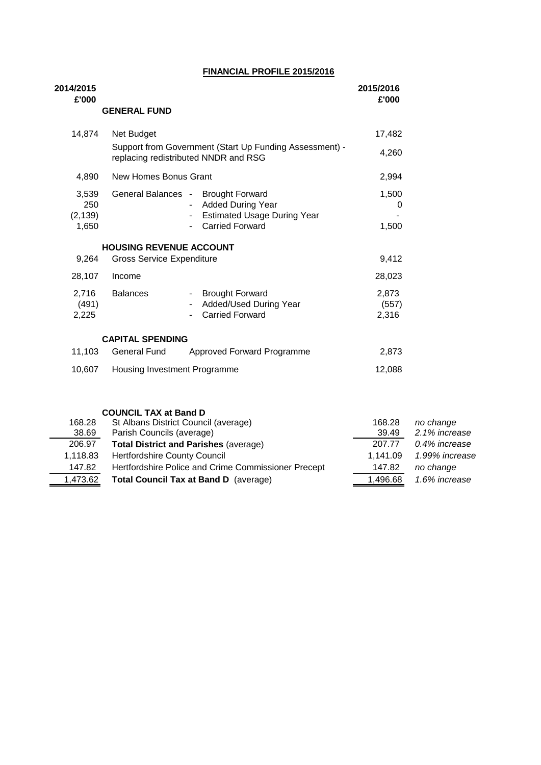# FINANCIAL PROFILE 2015/2016

| 2014/2015 £'000 | | | 2015/2016 £'000 | |
|---|---|---|---|---|
| | **GENERAL FUND** | | | |
| 14,874 | Net Budget | | 17,482 | |
| | Support from Government (Start Up Funding Assessment) - replacing redistributed NNDR and RSG | | 4,260 | |
| 4,890 | New Homes Bonus Grant | | 2,994 | |
| 3,539 | General Balances | - Brought Forward | 1,500 | |
| 250 | | - Added During Year | 0 | |
| (2,139) | | - Estimated Usage During Year | - | |
| 1,650 | | - Carried Forward | 1,500 | |
| | **HOUSING REVENUE ACCOUNT** | | | |
| 9,264 | Gross Service Expenditure | | 9,412 | |
| 28,107 | Income | | 28,023 | |
| 2,716 | Balances | - Brought Forward | 2,873 | |
| (491) | | - Added/Used During Year | (557) | |
| 2,225 | | - Carried Forward | 2,316 | |
| | **CAPITAL SPENDING** | | | |
| 11,103 | General Fund | Approved Forward Programme | 2,873 | |
| 10,607 | Housing Investment Programme | | 12,088 | |
| | **COUNCIL TAX at Band D** | | | |
| 168.28 | St Albans District Council (average) | | 168.28 | *no change* |
| 38.69 | Parish Councils (average) | | 39.49 | *2.1% increase* |
| 206.97 | **Total District and Parishes** (average) | | 207.77 | *0.4% increase* |
| 1,118.83 | Hertfordshire County Council | | 1,141.09 | *1.99% increase* |
| 147.82 | Hertfordshire Police and Crime Commissioner Precept | | 147.82 | *no change* |
| 1,473.62 | **Total Council Tax at Band D** (average) | | 1,496.68 | *1.6% increase* |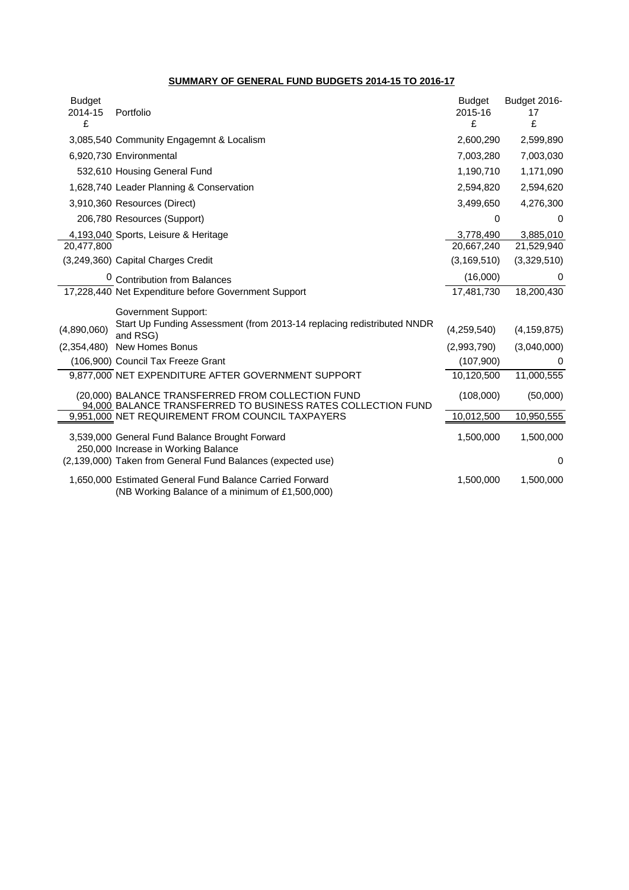## SUMMARY OF GENERAL FUND BUDGETS 2014-15 TO 2016-17

| Budget 2014-15 £ | Portfolio | Budget 2015-16 £ | Budget 2016-17 £ |
|---|---|---|---|
| 3,085,540 | Community Engagemnt & Localism | 2,600,290 | 2,599,890 |
| 6,920,730 | Environmental | 7,003,280 | 7,003,030 |
| 532,610 | Housing General Fund | 1,190,710 | 1,171,090 |
| 1,628,740 | Leader Planning & Conservation | 2,594,820 | 2,594,620 |
| 3,910,360 | Resources (Direct) | 3,499,650 | 4,276,300 |
| 206,780 | Resources (Support) | 0 | 0 |
| 4,193,040 | Sports, Leisure & Heritage | 3,778,490 | 3,885,010 |
| 20,477,800 | | 20,667,240 | 21,529,940 |
| (3,249,360) | Capital Charges Credit | (3,169,510) | (3,329,510) |
| 0 | Contribution from Balances | (16,000) | 0 |
| 17,228,440 | Net Expenditure before Government Support | 17,481,730 | 18,200,430 |
| | Government Support: | | |
| (4,890,060) | Start Up Funding Assessment (from 2013-14 replacing redistributed NNDR and RSG) | (4,259,540) | (4,159,875) |
| (2,354,480) | New Homes Bonus | (2,993,790) | (3,040,000) |
| (106,900) | Council Tax Freeze Grant | (107,900) | 0 |
| 9,877,000 | NET EXPENDITURE AFTER GOVERNMENT SUPPORT | 10,120,500 | 11,000,555 |
| (20,000) | BALANCE TRANSFERRED FROM COLLECTION FUND | (108,000) | (50,000) |
| 94,000 | BALANCE TRANSFERRED TO BUSINESS RATES COLLECTION FUND | | |
| 9,951,000 | NET REQUIREMENT FROM COUNCIL TAXPAYERS | 10,012,500 | 10,950,555 |
| 3,539,000 | General Fund Balance Brought Forward | 1,500,000 | 1,500,000 |
| 250,000 | Increase in Working Balance | | |
| (2,139,000) | Taken from General Fund Balances (expected use) | | 0 |
| 1,650,000 | Estimated General Fund Balance Carried Forward (NB Working Balance of a minimum of £1,500,000) | 1,500,000 | 1,500,000 |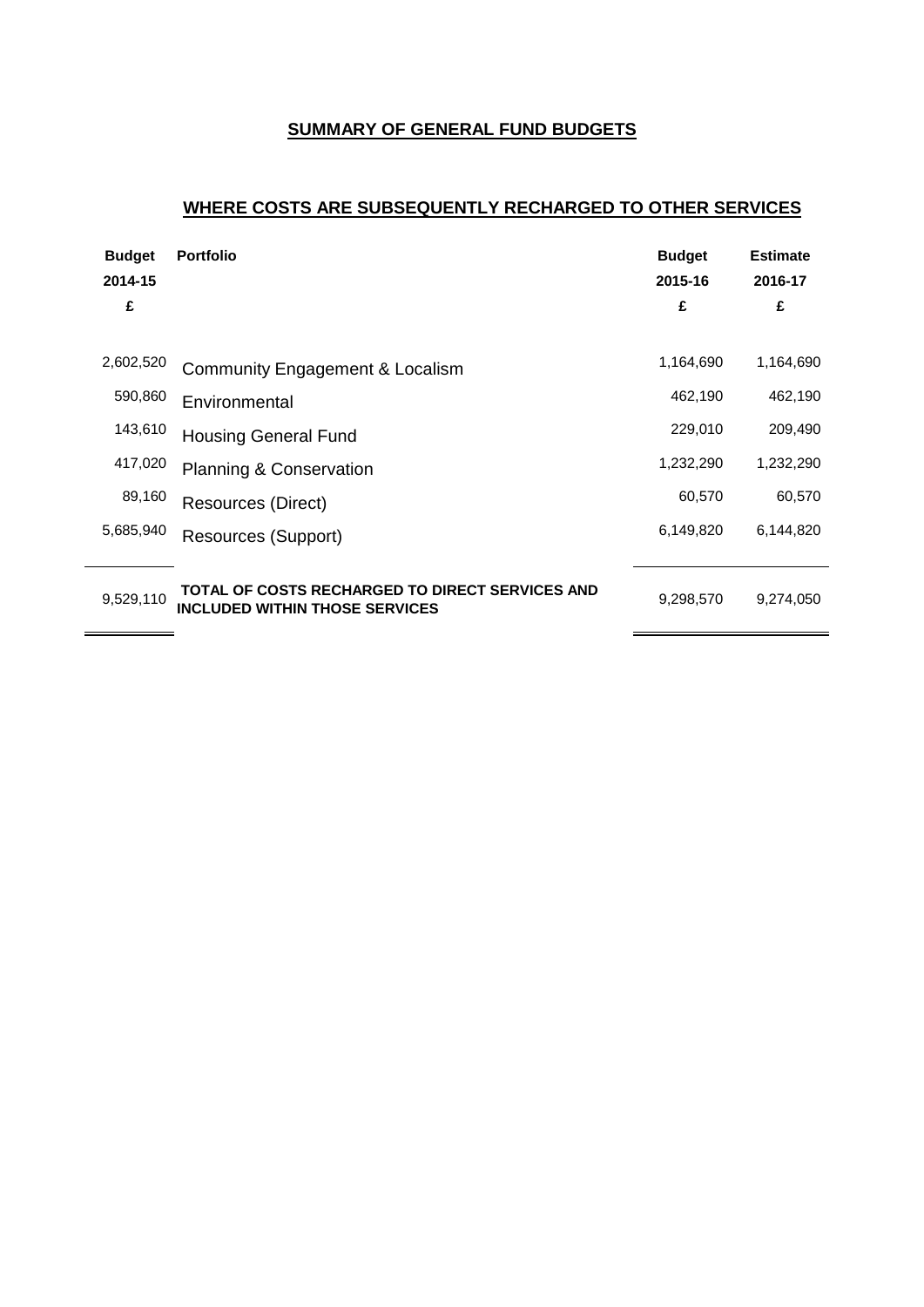## SUMMARY OF GENERAL FUND BUDGETS

## WHERE COSTS ARE SUBSEQUENTLY RECHARGED TO OTHER SERVICES

| Budget 2014-15 £ | Portfolio | Budget 2015-16 £ | Estimate 2016-17 £ |
|---|---|---|---|
| 2,602,520 | Community Engagement & Localism | 1,164,690 | 1,164,690 |
| 590,860 | Environmental | 462,190 | 462,190 |
| 143,610 | Housing General Fund | 229,010 | 209,490 |
| 417,020 | Planning & Conservation | 1,232,290 | 1,232,290 |
| 89,160 | Resources (Direct) | 60,570 | 60,570 |
| 5,685,940 | Resources (Support) | 6,149,820 | 6,144,820 |
| 9,529,110 | **TOTAL OF COSTS RECHARGED TO DIRECT SERVICES AND INCLUDED WITHIN THOSE SERVICES** | 9,298,570 | 9,274,050 |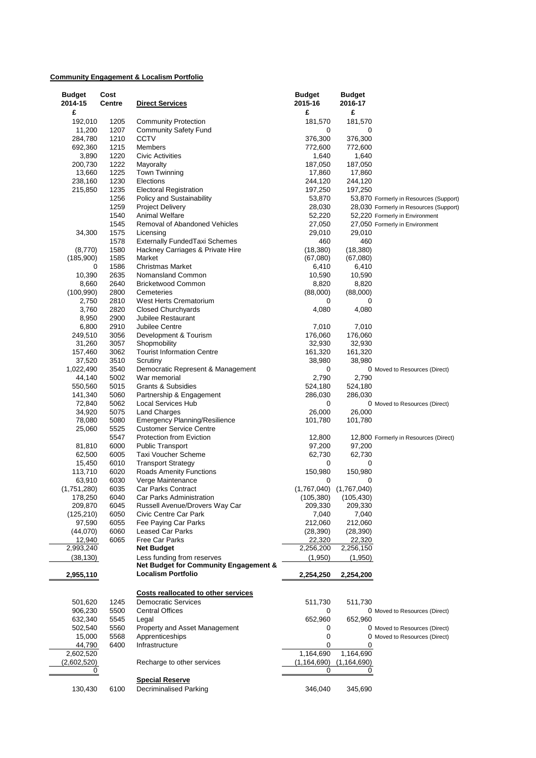**Community Engagement & Localism Portfolio**

| Budget 2014-15 £ | Cost Centre | Direct Services | Budget 2015-16 £ | Budget 2016-17 £ | |
|---|---|---|---|---|---|
| 192,010 | 1205 | Community Protection | 181,570 | 181,570 | |
| 11,200 | 1207 | Community Safety Fund | 0 | 0 | |
| 284,780 | 1210 | CCTV | 376,300 | 376,300 | |
| 692,360 | 1215 | Members | 772,600 | 772,600 | |
| 3,890 | 1220 | Civic Activities | 1,640 | 1,640 | |
| 200,730 | 1222 | Mayoralty | 187,050 | 187,050 | |
| 13,660 | 1225 | Town Twinning | 17,860 | 17,860 | |
| 238,160 | 1230 | Elections | 244,120 | 244,120 | |
| 215,850 | 1235 | Electoral Registration | 197,250 | 197,250 | |
| | 1256 | Policy and Sustainability | 53,870 | 53,870 | Formerly in Resources (Support) |
| | 1259 | Project Delivery | 28,030 | 28,030 | Formerly in Resources (Support) |
| | 1540 | Animal Welfare | 52,220 | 52,220 | Formerly in Environment |
| | 1545 | Removal of Abandoned Vehicles | 27,050 | 27,050 | Formerly in Environment |
| 34,300 | 1575 | Licensing | 29,010 | 29,010 | |
| | 1578 | Externally FundedTaxi Schemes | 460 | 460 | |
| (8,770) | 1580 | Hackney Carriages & Private Hire | (18,380) | (18,380) | |
| (185,900) | 1585 | Market | (67,080) | (67,080) | |
| 0 | 1586 | Christmas Market | 6,410 | 6,410 | |
| 10,390 | 2635 | Nomansland Common | 10,590 | 10,590 | |
| 8,660 | 2640 | Bricketwood Common | 8,820 | 8,820 | |
| (100,990) | 2800 | Cemeteries | (88,000) | (88,000) | |
| 2,750 | 2810 | West Herts Crematorium | 0 | 0 | |
| 3,760 | 2820 | Closed Churchyards | 4,080 | 4,080 | |
| 8,950 | 2900 | Jubilee Restaurant | | | |
| 6,800 | 2910 | Jubilee Centre | 7,010 | 7,010 | |
| 249,510 | 3056 | Development & Tourism | 176,060 | 176,060 | |
| 31,260 | 3057 | Shopmobility | 32,930 | 32,930 | |
| 157,460 | 3062 | Tourist Information Centre | 161,320 | 161,320 | |
| 37,520 | 3510 | Scrutiny | 38,980 | 38,980 | |
| 1,022,490 | 3540 | Democratic Represent & Management | 0 | 0 | Moved to Resources (Direct) |
| 44,140 | 5002 | War memorial | 2,790 | 2,790 | |
| 550,560 | 5015 | Grants & Subsidies | 524,180 | 524,180 | |
| 141,340 | 5060 | Partnership & Engagement | 286,030 | 286,030 | |
| 72,840 | 5062 | Local Services Hub | 0 | 0 | Moved to Resources (Direct) |
| 34,920 | 5075 | Land Charges | 26,000 | 26,000 | |
| 78,080 | 5080 | Emergency Planning/Resilience | 101,780 | 101,780 | |
| 25,060 | 5525 | Customer Service Centre | | | |
| | 5547 | Protection from Eviction | 12,800 | 12,800 | Formerly in Resources (Direct) |
| 81,810 | 6000 | Public Transport | 97,200 | 97,200 | |
| 62,500 | 6005 | Taxi Voucher Scheme | 62,730 | 62,730 | |
| 15,450 | 6010 | Transport Strategy | 0 | 0 | |
| 113,710 | 6020 | Roads Amenity Functions | 150,980 | 150,980 | |
| 63,910 | 6030 | Verge Maintenance | 0 | 0 | |
| (1,751,280) | 6035 | Car Parks Contract | (1,767,040) | (1,767,040) | |
| 178,250 | 6040 | Car Parks Administration | (105,380) | (105,430) | |
| 209,870 | 6045 | Russell Avenue/Drovers Way Car | 209,330 | 209,330 | |
| (125,210) | 6050 | Civic Centre Car Park | 7,040 | 7,040 | |
| 97,590 | 6055 | Fee Paying Car Parks | 212,060 | 212,060 | |
| (44,070) | 6060 | Leased Car Parks | (28,390) | (28,390) | |
| 12,940 | 6065 | Free Car Parks | 22,320 | 22,320 | |
| 2,993,240 | | **Net Budget** | 2,256,200 | 2,256,150 | |
| (38,130) | | Less funding from reserves | (1,950) | (1,950) | |
| **2,955,110** | | **Net Budget for Community Engagement & Localism Portfolio** | **2,254,250** | **2,254,200** | |
| | | **Costs reallocated to other services** | | | |
| 501,620 | 1245 | Democratic Services | 511,730 | 511,730 | |
| 906,230 | 5500 | Central Offices | 0 | 0 | Moved to Resources (Direct) |
| 632,340 | 5545 | Legal | 652,960 | 652,960 | |
| 502,540 | 5560 | Property and Asset Management | 0 | 0 | Moved to Resources (Direct) |
| 15,000 | 5568 | Apprenticeships | 0 | 0 | Moved to Resources (Direct) |
| 44,790 | 6400 | Infrastructure | 0 | 0 | |
| 2,602,520 | | | 1,164,690 | 1,164,690 | |
| (2,602,520) | | Recharge to other services | (1,164,690) | (1,164,690) | |
| 0 | | | 0 | 0 | |
| | | **Special Reserve** | | | |
| 130,430 | 6100 | Decriminalised Parking | 346,040 | 345,690 | |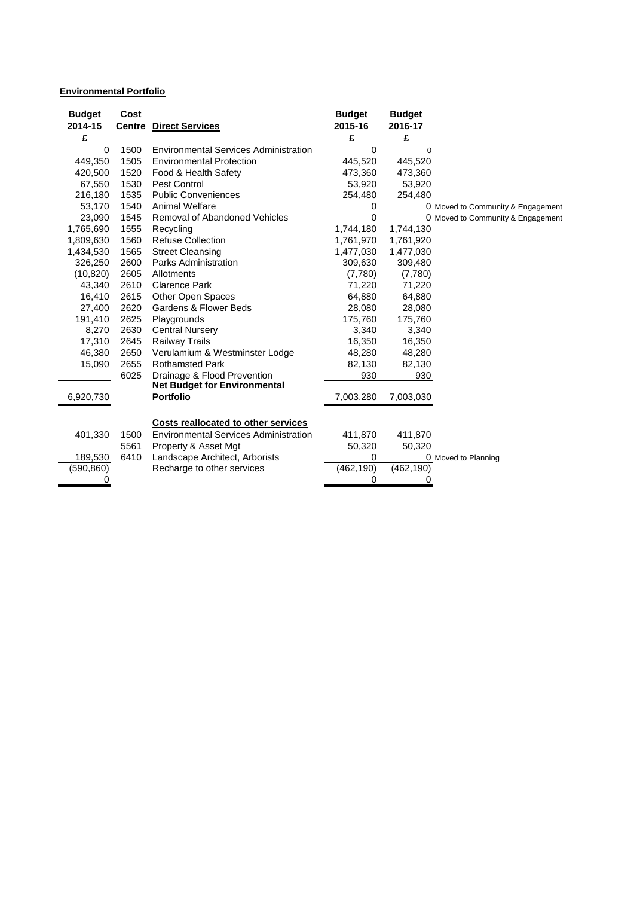**Environmental Portfolio**

| Budget 2014-15 £ | Cost Centre | Direct Services | Budget 2015-16 £ | Budget 2016-17 £ | |
|---|---|---|---|---|---|
| 0 | 1500 | Environmental Services Administration | 0 | 0 | |
| 449,350 | 1505 | Environmental Protection | 445,520 | 445,520 | |
| 420,500 | 1520 | Food & Health Safety | 473,360 | 473,360 | |
| 67,550 | 1530 | Pest Control | 53,920 | 53,920 | |
| 216,180 | 1535 | Public Conveniences | 254,480 | 254,480 | |
| 53,170 | 1540 | Animal Welfare | 0 | 0 | Moved to Community & Engagement |
| 23,090 | 1545 | Removal of Abandoned Vehicles | 0 | 0 | Moved to Community & Engagement |
| 1,765,690 | 1555 | Recycling | 1,744,180 | 1,744,130 | |
| 1,809,630 | 1560 | Refuse Collection | 1,761,970 | 1,761,920 | |
| 1,434,530 | 1565 | Street Cleansing | 1,477,030 | 1,477,030 | |
| 326,250 | 2600 | Parks Administration | 309,630 | 309,480 | |
| (10,820) | 2605 | Allotments | (7,780) | (7,780) | |
| 43,340 | 2610 | Clarence Park | 71,220 | 71,220 | |
| 16,410 | 2615 | Other Open Spaces | 64,880 | 64,880 | |
| 27,400 | 2620 | Gardens & Flower Beds | 28,080 | 28,080 | |
| 191,410 | 2625 | Playgrounds | 175,760 | 175,760 | |
| 8,270 | 2630 | Central Nursery | 3,340 | 3,340 | |
| 17,310 | 2645 | Railway Trails | 16,350 | 16,350 | |
| 46,380 | 2650 | Verulamium & Westminster Lodge | 48,280 | 48,280 | |
| 15,090 | 2655 | Rothamsted Park | 82,130 | 82,130 | |
| | 6025 | Drainage & Flood Prevention | 930 | 930 | |
| 6,920,730 | | **Net Budget for Environmental Portfolio** | 7,003,280 | 7,003,030 | |
| | | **Costs reallocated to other services** | | | |
| 401,330 | 1500 | Environmental Services Administration | 411,870 | 411,870 | |
| | 5561 | Property & Asset Mgt | 50,320 | 50,320 | |
| 189,530 | 6410 | Landscape Architect, Arborists | 0 | 0 | Moved to Planning |
| (590,860) | | Recharge to other services | (462,190) | (462,190) | |
| 0 | | | 0 | 0 | |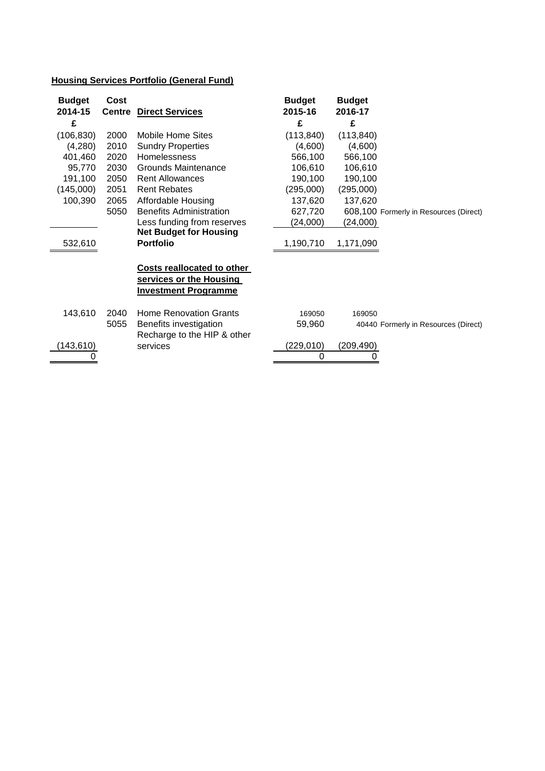## Housing Services Portfolio (General Fund)

| Budget 2014-15 £ | Cost Centre | Direct Services | Budget 2015-16 £ | Budget 2016-17 £ | |
|---|---|---|---|---|---|
| (106,830) | 2000 | Mobile Home Sites | (113,840) | (113,840) | |
| (4,280) | 2010 | Sundry Properties | (4,600) | (4,600) | |
| 401,460 | 2020 | Homelessness | 566,100 | 566,100 | |
| 95,770 | 2030 | Grounds Maintenance | 106,610 | 106,610 | |
| 191,100 | 2050 | Rent Allowances | 190,100 | 190,100 | |
| (145,000) | 2051 | Rent Rebates | (295,000) | (295,000) | |
| 100,390 | 2065 | Affordable Housing | 137,620 | 137,620 | |
| | 5050 | Benefits Administration | 627,720 | 608,100 | Formerly in Resources (Direct) |
| | | Less funding from reserves | (24,000) | (24,000) | |
| 532,610 | | **Net Budget for Housing Portfolio** | 1,190,710 | 1,171,090 | |

**Costs reallocated to other services or the Housing Investment Programme**

| Budget 2014-15 £ | Cost Centre | | Budget 2015-16 £ | Budget 2016-17 £ | |
|---|---|---|---|---|---|
| 143,610 | 2040 | Home Renovation Grants | 169050 | 169050 | |
| | 5055 | Benefits investigation | 59,960 | 40440 | Formerly in Resources (Direct) |
| (143,610) | | Recharge to the HIP & other services | (229,010) | (209,490) | |
| 0 | | | 0 | 0 | |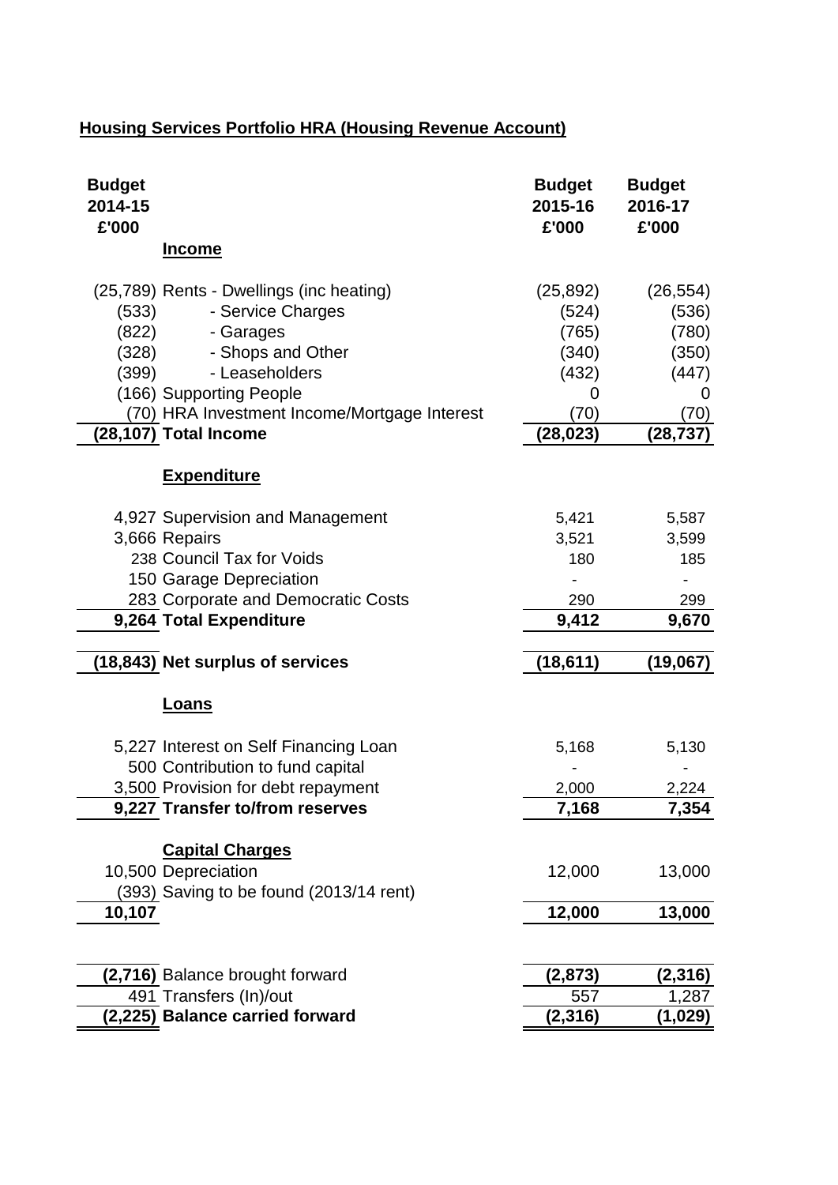## Housing Services Portfolio HRA (Housing Revenue Account)

| Budget 2014-15 £'000 | | Budget 2015-16 £'000 | Budget 2016-17 £'000 |
|---|---|---|---|
| | **Income** | | |
| (25,789) | Rents - Dwellings (inc heating) | (25,892) | (26,554) |
| (533) | - Service Charges | (524) | (536) |
| (822) | - Garages | (765) | (780) |
| (328) | - Shops and Other | (340) | (350) |
| (399) | - Leaseholders | (432) | (447) |
| (166) | Supporting People | 0 | 0 |
| (70) | HRA Investment Income/Mortgage Interest | (70) | (70) |
| **(28,107)** | **Total Income** | **(28,023)** | **(28,737)** |
| | **Expenditure** | | |
| 4,927 | Supervision and Management | 5,421 | 5,587 |
| 3,666 | Repairs | 3,521 | 3,599 |
| 238 | Council Tax for Voids | 180 | 185 |
| 150 | Garage Depreciation | - | - |
| 283 | Corporate and Democratic Costs | 290 | 299 |
| **9,264** | **Total Expenditure** | **9,412** | **9,670** |
| **(18,843)** | **Net surplus of services** | **(18,611)** | **(19,067)** |
| | **Loans** | | |
| 5,227 | Interest on Self Financing Loan | 5,168 | 5,130 |
| 500 | Contribution to fund capital | - | - |
| 3,500 | Provision for debt repayment | 2,000 | 2,224 |
| **9,227** | **Transfer to/from reserves** | **7,168** | **7,354** |
| | **Capital Charges** | | |
| 10,500 | Depreciation | 12,000 | 13,000 |
| (393) | Saving to be found (2013/14 rent) | | |
| **10,107** | | **12,000** | **13,000** |
| **(2,716)** | Balance brought forward | **(2,873)** | **(2,316)** |
| 491 | Transfers (In)/out | 557 | 1,287 |
| **(2,225)** | **Balance carried forward** | **(2,316)** | **(1,029)** |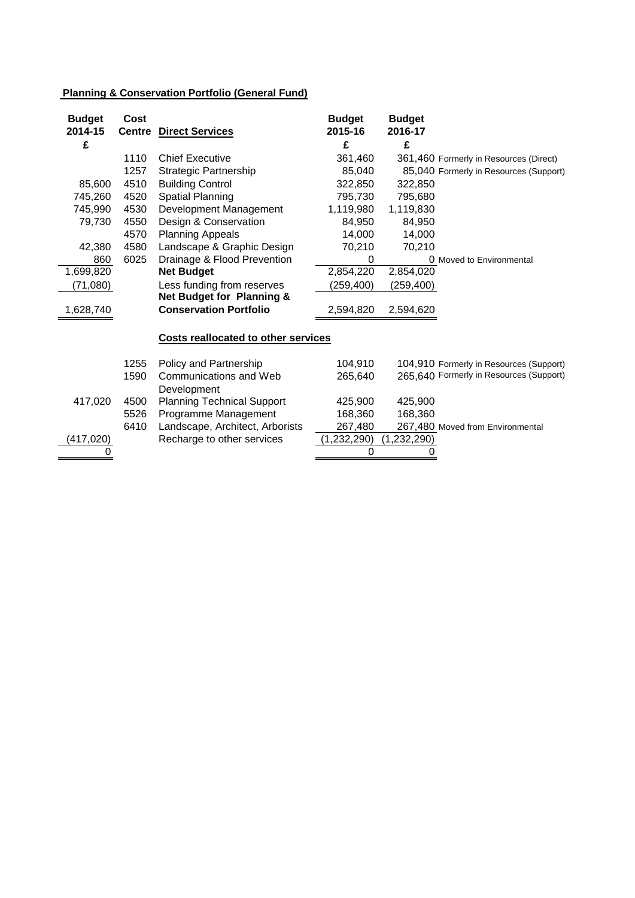**Planning & Conservation Portfolio (General Fund)**

| Budget 2014-15 | Cost Centre | Direct Services | Budget 2015-16 | Budget 2016-17 | |
|---|---|---|---|---|---|
| £ | | | £ | £ | |
| | 1110 | Chief Executive | 361,460 | 361,460 | Formerly in Resources (Direct) |
| | 1257 | Strategic Partnership | 85,040 | 85,040 | Formerly in Resources (Support) |
| 85,600 | 4510 | Building Control | 322,850 | 322,850 | |
| 745,260 | 4520 | Spatial Planning | 795,730 | 795,680 | |
| 745,990 | 4530 | Development Management | 1,119,980 | 1,119,830 | |
| 79,730 | 4550 | Design & Conservation | 84,950 | 84,950 | |
| | 4570 | Planning Appeals | 14,000 | 14,000 | |
| 42,380 | 4580 | Landscape & Graphic Design | 70,210 | 70,210 | |
| 860 | 6025 | Drainage & Flood Prevention | 0 | 0 | Moved to Environmental |
| 1,699,820 | | **Net Budget** | 2,854,220 | 2,854,020 | |
| (71,080) | | Less funding from reserves | (259,400) | (259,400) | |
| 1,628,740 | | **Net Budget for Planning & Conservation Portfolio** | 2,594,820 | 2,594,620 | |

**Costs reallocated to other services**

| Budget 2014-15 | Cost Centre | Service | Budget 2015-16 | Budget 2016-17 | |
|---|---|---|---|---|---|
| | 1255 | Policy and Partnership | 104,910 | 104,910 | Formerly in Resources (Support) |
| | 1590 | Communications and Web Development | 265,640 | 265,640 | Formerly in Resources (Support) |
| 417,020 | 4500 | Planning Technical Support | 425,900 | 425,900 | |
| | 5526 | Programme Management | 168,360 | 168,360 | |
| | 6410 | Landscape, Architect, Arborists | 267,480 | 267,480 | Moved from Environmental |
| (417,020) | | Recharge to other services | (1,232,290) | (1,232,290) | |
| 0 | | | 0 | 0 | |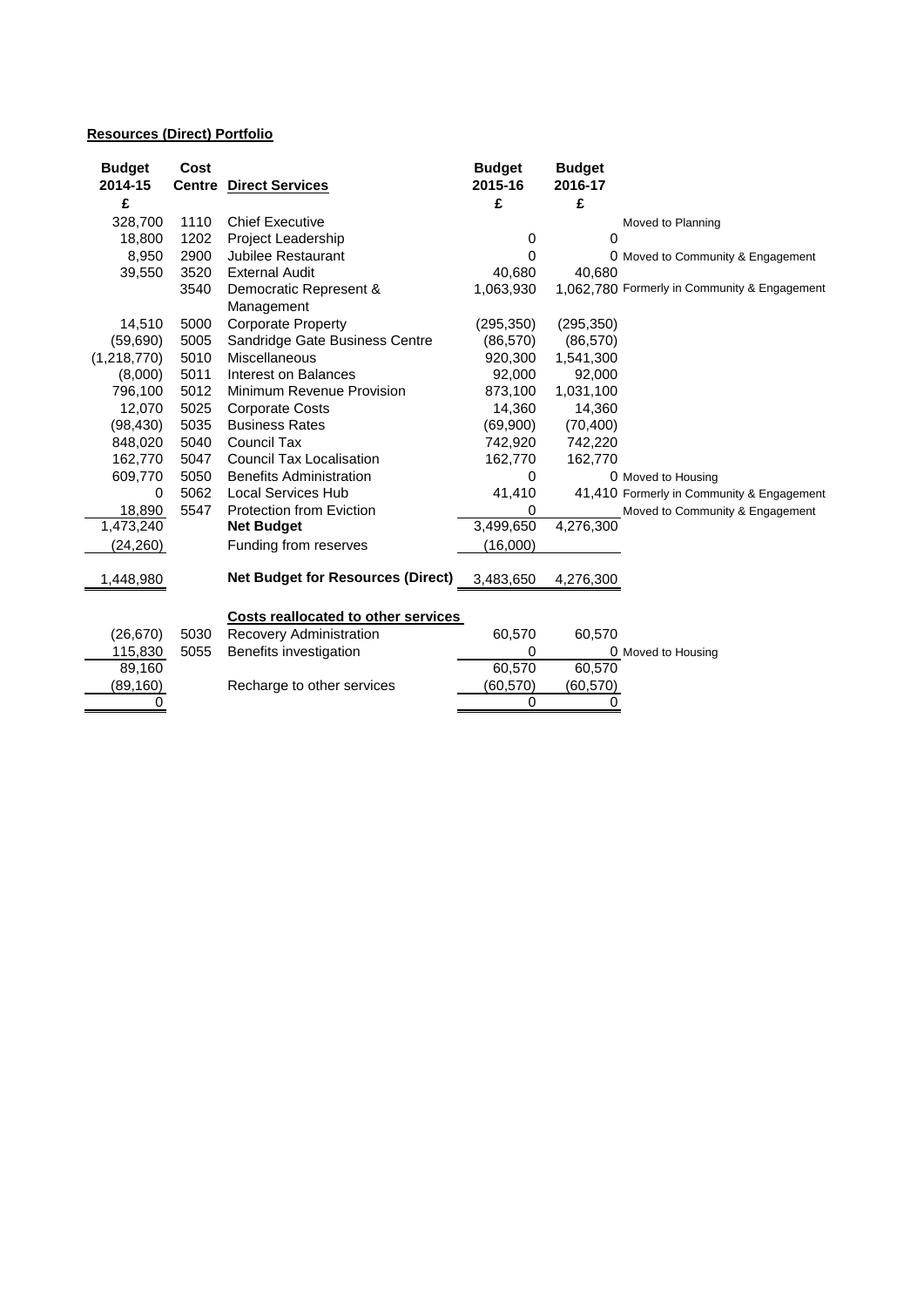**Resources (Direct) Portfolio**

| Budget 2014-15 £ | Cost Centre | Direct Services | Budget 2015-16 £ | Budget 2016-17 £ | |
|---|---|---|---|---|---|
| 328,700 | 1110 | Chief Executive | | | Moved to Planning |
| 18,800 | 1202 | Project Leadership | 0 | 0 | |
| 8,950 | 2900 | Jubilee Restaurant | 0 | 0 | Moved to Community & Engagement |
| 39,550 | 3520 | External Audit | 40,680 | 40,680 | |
| | 3540 | Democratic Represent & Management | 1,063,930 | 1,062,780 | Formerly in Community & Engagement |
| 14,510 | 5000 | Corporate Property | (295,350) | (295,350) | |
| (59,690) | 5005 | Sandridge Gate Business Centre | (86,570) | (86,570) | |
| (1,218,770) | 5010 | Miscellaneous | 920,300 | 1,541,300 | |
| (8,000) | 5011 | Interest on Balances | 92,000 | 92,000 | |
| 796,100 | 5012 | Minimum Revenue Provision | 873,100 | 1,031,100 | |
| 12,070 | 5025 | Corporate Costs | 14,360 | 14,360 | |
| (98,430) | 5035 | Business Rates | (69,900) | (70,400) | |
| 848,020 | 5040 | Council Tax | 742,920 | 742,220 | |
| 162,770 | 5047 | Council Tax Localisation | 162,770 | 162,770 | |
| 609,770 | 5050 | Benefits Administration | 0 | 0 | Moved to Housing |
| 0 | 5062 | Local Services Hub | 41,410 | 41,410 | Formerly in Community & Engagement |
| 18,890 | 5547 | Protection from Eviction | 0 | | Moved to Community & Engagement |
| 1,473,240 | | **Net Budget** | 3,499,650 | 4,276,300 | |
| (24,260) | | Funding from reserves | (16,000) | | |
| 1,448,980 | | **Net Budget for Resources (Direct)** | 3,483,650 | 4,276,300 | |
| | | **Costs reallocated to other services** | | | |
| (26,670) | 5030 | Recovery Administration | 60,570 | 60,570 | |
| 115,830 | 5055 | Benefits investigation | 0 | 0 | Moved to Housing |
| 89,160 | | | 60,570 | 60,570 | |
| (89,160) | | Recharge to other services | (60,570) | (60,570) | |
| 0 | | | 0 | 0 | |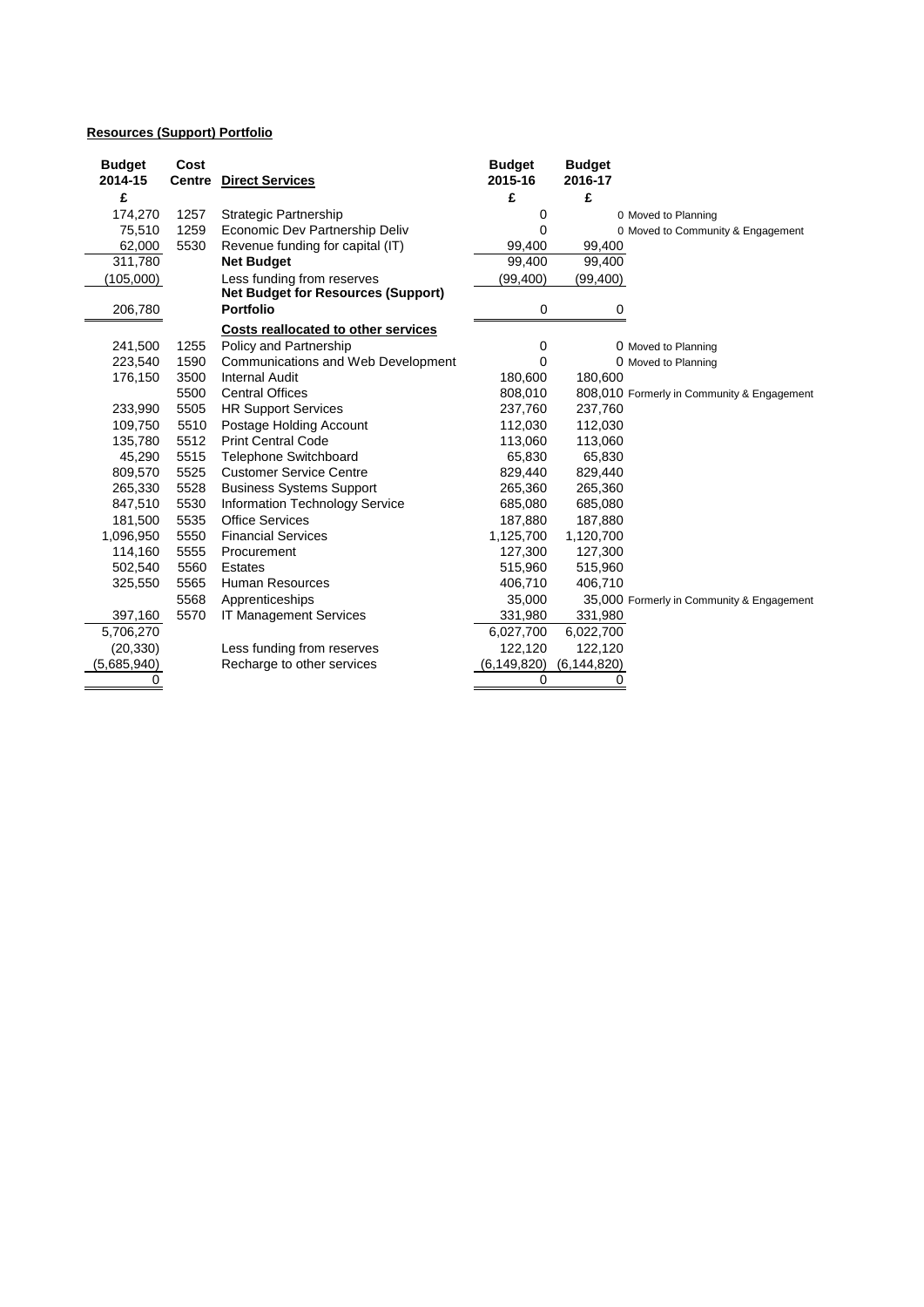**Resources (Support) Portfolio**

| Budget 2014-15 | Cost Centre | Direct Services | Budget 2015-16 | Budget 2016-17 | |
|---|---|---|---|---|---|
| £ | | | £ | £ | |
| 174,270 | 1257 | Strategic Partnership | 0 | 0 | Moved to Planning |
| 75,510 | 1259 | Economic Dev Partnership Deliv | 0 | 0 | Moved to Community & Engagement |
| 62,000 | 5530 | Revenue funding for capital (IT) | 99,400 | 99,400 | |
| 311,780 | | **Net Budget** | 99,400 | 99,400 | |
| (105,000) | | Less funding from reserves | (99,400) | (99,400) | |
| 206,780 | | **Net Budget for Resources (Support) Portfolio** | 0 | 0 | |
| | | **Costs reallocated to other services** | | | |
| 241,500 | 1255 | Policy and Partnership | 0 | 0 | Moved to Planning |
| 223,540 | 1590 | Communications and Web Development | 0 | 0 | Moved to Planning |
| 176,150 | 3500 | Internal Audit | 180,600 | 180,600 | |
| | 5500 | Central Offices | 808,010 | 808,010 | Formerly in Community & Engagement |
| 233,990 | 5505 | HR Support Services | 237,760 | 237,760 | |
| 109,750 | 5510 | Postage Holding Account | 112,030 | 112,030 | |
| 135,780 | 5512 | Print Central Code | 113,060 | 113,060 | |
| 45,290 | 5515 | Telephone Switchboard | 65,830 | 65,830 | |
| 809,570 | 5525 | Customer Service Centre | 829,440 | 829,440 | |
| 265,330 | 5528 | Business Systems Support | 265,360 | 265,360 | |
| 847,510 | 5530 | Information Technology Service | 685,080 | 685,080 | |
| 181,500 | 5535 | Office Services | 187,880 | 187,880 | |
| 1,096,950 | 5550 | Financial Services | 1,125,700 | 1,120,700 | |
| 114,160 | 5555 | Procurement | 127,300 | 127,300 | |
| 502,540 | 5560 | Estates | 515,960 | 515,960 | |
| 325,550 | 5565 | Human Resources | 406,710 | 406,710 | |
| | 5568 | Apprenticeships | 35,000 | 35,000 | Formerly in Community & Engagement |
| 397,160 | 5570 | IT Management Services | 331,980 | 331,980 | |
| 5,706,270 | | | 6,027,700 | 6,022,700 | |
| (20,330) | | Less funding from reserves | 122,120 | 122,120 | |
| (5,685,940) | | Recharge to other services | (6,149,820) | (6,144,820) | |
| 0 | | | 0 | 0 | |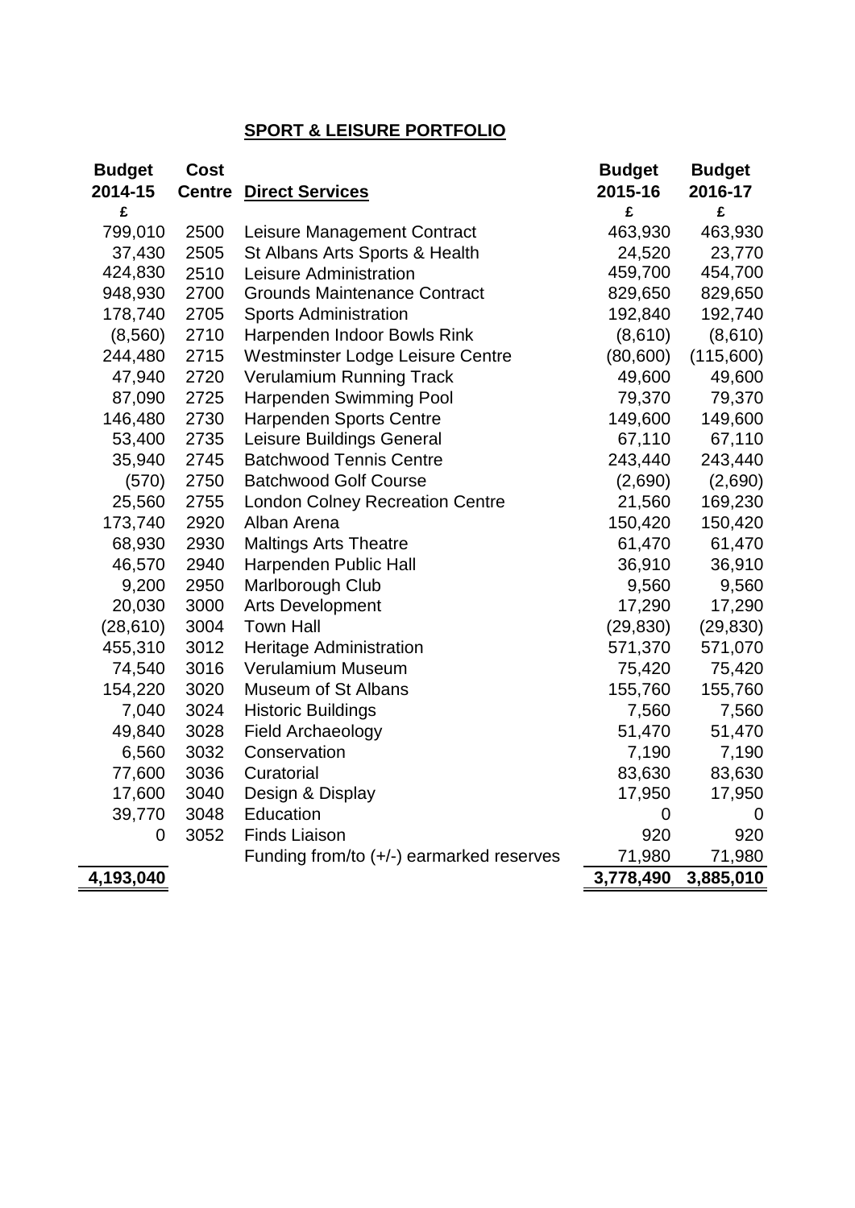## SPORT & LEISURE PORTFOLIO

| Budget 2014-15 £ | Cost Centre | Direct Services | Budget 2015-16 £ | Budget 2016-17 £ |
|---|---|---|---|---|
| 799,010 | 2500 | Leisure Management Contract | 463,930 | 463,930 |
| 37,430 | 2505 | St Albans Arts Sports & Health | 24,520 | 23,770 |
| 424,830 | 2510 | Leisure Administration | 459,700 | 454,700 |
| 948,930 | 2700 | Grounds Maintenance Contract | 829,650 | 829,650 |
| 178,740 | 2705 | Sports Administration | 192,840 | 192,740 |
| (8,560) | 2710 | Harpenden Indoor Bowls Rink | (8,610) | (8,610) |
| 244,480 | 2715 | Westminster Lodge Leisure Centre | (80,600) | (115,600) |
| 47,940 | 2720 | Verulamium Running Track | 49,600 | 49,600 |
| 87,090 | 2725 | Harpenden Swimming Pool | 79,370 | 79,370 |
| 146,480 | 2730 | Harpenden Sports Centre | 149,600 | 149,600 |
| 53,400 | 2735 | Leisure Buildings General | 67,110 | 67,110 |
| 35,940 | 2745 | Batchwood Tennis Centre | 243,440 | 243,440 |
| (570) | 2750 | Batchwood Golf Course | (2,690) | (2,690) |
| 25,560 | 2755 | London Colney Recreation Centre | 21,560 | 169,230 |
| 173,740 | 2920 | Alban Arena | 150,420 | 150,420 |
| 68,930 | 2930 | Maltings Arts Theatre | 61,470 | 61,470 |
| 46,570 | 2940 | Harpenden Public Hall | 36,910 | 36,910 |
| 9,200 | 2950 | Marlborough Club | 9,560 | 9,560 |
| 20,030 | 3000 | Arts Development | 17,290 | 17,290 |
| (28,610) | 3004 | Town Hall | (29,830) | (29,830) |
| 455,310 | 3012 | Heritage Administration | 571,370 | 571,070 |
| 74,540 | 3016 | Verulamium Museum | 75,420 | 75,420 |
| 154,220 | 3020 | Museum of St Albans | 155,760 | 155,760 |
| 7,040 | 3024 | Historic Buildings | 7,560 | 7,560 |
| 49,840 | 3028 | Field Archaeology | 51,470 | 51,470 |
| 6,560 | 3032 | Conservation | 7,190 | 7,190 |
| 77,600 | 3036 | Curatorial | 83,630 | 83,630 |
| 17,600 | 3040 | Design & Display | 17,950 | 17,950 |
| 39,770 | 3048 | Education | 0 | 0 |
| 0 | 3052 | Finds Liaison | 920 | 920 |
| | | Funding from/to (+/-) earmarked reserves | 71,980 | 71,980 |
| **4,193,040** | | | **3,778,490** | **3,885,010** |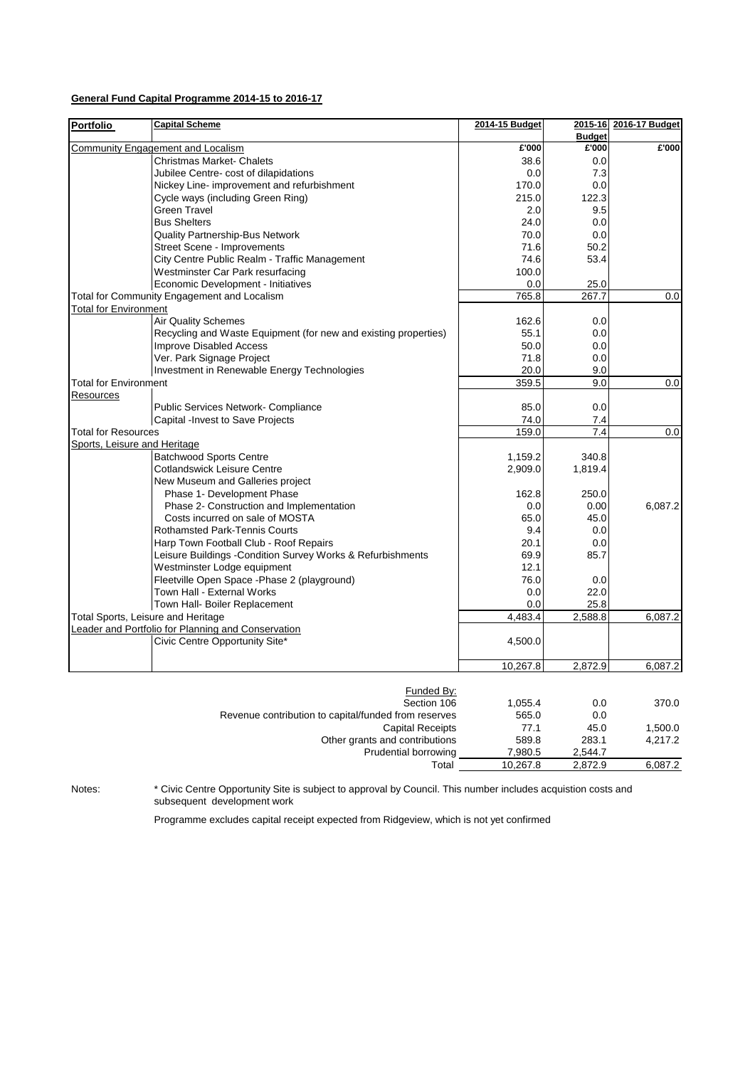**General Fund Capital Programme 2014-15 to 2016-17**

| Portfolio | Capital Scheme | 2014-15 Budget | 2015-16 Budget | 2016-17 Budget |
|---|---|---|---|---|
| Community Engagement and Localism | | £'000 | £'000 | £'000 |
| | Christmas Market- Chalets | 38.6 | 0.0 | |
| | Jubilee Centre- cost of dilapidations | 0.0 | 7.3 | |
| | Nickey Line- improvement and refurbishment | 170.0 | 0.0 | |
| | Cycle ways (including Green Ring) | 215.0 | 122.3 | |
| | Green Travel | 2.0 | 9.5 | |
| | Bus Shelters | 24.0 | 0.0 | |
| | Quality Partnership-Bus Network | 70.0 | 0.0 | |
| | Street Scene - Improvements | 71.6 | 50.2 | |
| | City Centre Public Realm - Traffic Management | 74.6 | 53.4 | |
| | Westminster Car Park resurfacing | 100.0 | | |
| | Economic Development - Initiatives | 0.0 | 25.0 | |
| Total for Community Engagement and Localism | | 765.8 | 267.7 | 0.0 |
| Total for Environment | | | | |
| | Air Quality Schemes | 162.6 | 0.0 | |
| | Recycling and Waste Equipment (for new and existing properties) | 55.1 | 0.0 | |
| | Improve Disabled Access | 50.0 | 0.0 | |
| | Ver. Park Signage Project | 71.8 | 0.0 | |
| | Investment in Renewable Energy Technologies | 20.0 | 9.0 | |
| Total for Environment | | 359.5 | 9.0 | 0.0 |
| Resources | | | | |
| | Public Services Network- Compliance | 85.0 | 0.0 | |
| | Capital -Invest to Save Projects | 74.0 | 7.4 | |
| Total for Resources | | 159.0 | 7.4 | 0.0 |
| Sports, Leisure and Heritage | | | | |
| | Batchwood Sports Centre | 1,159.2 | 340.8 | |
| | Cotlandswick Leisure Centre | 2,909.0 | 1,819.4 | |
| | New Museum and Galleries project | | | |
| | Phase 1- Development Phase | 162.8 | 250.0 | |
| | Phase 2- Construction and Implementation | 0.0 | 0.00 | 6,087.2 |
| | Costs incurred on sale of MOSTA | 65.0 | 45.0 | |
| | Rothamsted Park-Tennis Courts | 9.4 | 0.0 | |
| | Harp Town Football Club - Roof Repairs | 20.1 | 0.0 | |
| | Leisure Buildings -Condition Survey Works & Refurbishments | 69.9 | 85.7 | |
| | Westminster Lodge equipment | 12.1 | | |
| | Fleetville Open Space -Phase 2 (playground) | 76.0 | 0.0 | |
| | Town Hall - External Works | 0.0 | 22.0 | |
| | Town Hall- Boiler Replacement | 0.0 | 25.8 | |
| Total Sports, Leisure and Heritage | | 4,483.4 | 2,588.8 | 6,087.2 |
| Leader and Portfolio for Planning and Conservation | | | | |
| | Civic Centre Opportunity Site* | 4,500.0 | | |
| | | 10,267.8 | 2,872.9 | 6,087.2 |

| Funded By: | | | |
|---|---|---|---|
| Section 106 | 1,055.4 | 0.0 | 370.0 |
| Revenue contribution to capital/funded from reserves | 565.0 | 0.0 | |
| Capital Receipts | 77.1 | 45.0 | 1,500.0 |
| Other grants and contributions | 589.8 | 283.1 | 4,217.2 |
| Prudential borrowing | 7,980.5 | 2,544.7 | |
| Total | 10,267.8 | 2,872.9 | 6,087.2 |

Notes: * Civic Centre Opportunity Site is subject to approval by Council. This number includes acquistion costs and subsequent development work

Programme excludes capital receipt expected from Ridgeview, which is not yet confirmed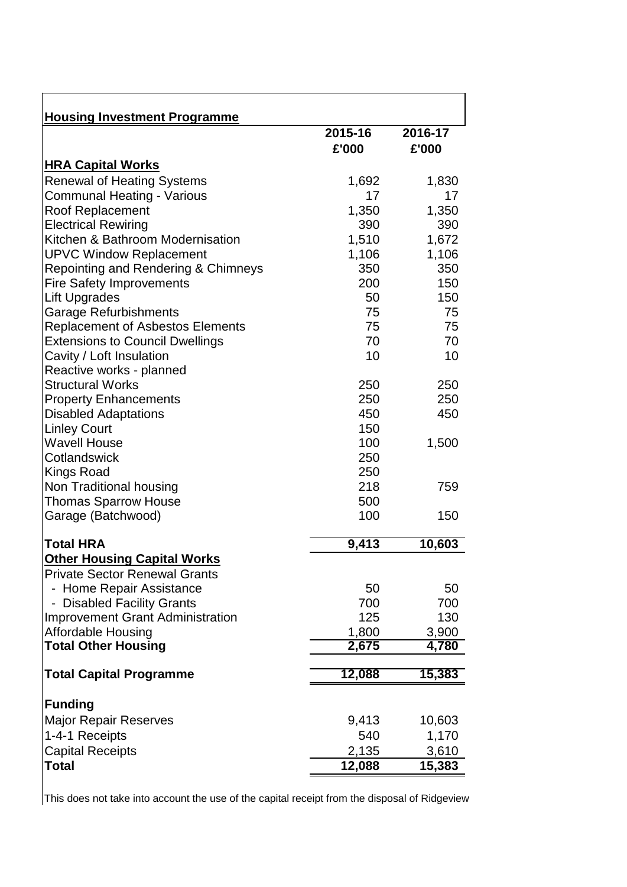## Housing Investment Programme

| | 2015-16 | 2016-17 |
|---|---|---|
| | £'000 | £'000 |
| **HRA Capital Works** | | |
| Renewal of Heating Systems | 1,692 | 1,830 |
| Communal Heating - Various | 17 | 17 |
| Roof Replacement | 1,350 | 1,350 |
| Electrical Rewiring | 390 | 390 |
| Kitchen & Bathroom Modernisation | 1,510 | 1,672 |
| UPVC Window Replacement | 1,106 | 1,106 |
| Repointing and Rendering & Chimneys | 350 | 350 |
| Fire Safety Improvements | 200 | 150 |
| Lift Upgrades | 50 | 150 |
| Garage Refurbishments | 75 | 75 |
| Replacement of Asbestos Elements | 75 | 75 |
| Extensions to Council Dwellings | 70 | 70 |
| Cavity / Loft Insulation | 10 | 10 |
| Reactive works - planned | | |
| Structural Works | 250 | 250 |
| Property Enhancements | 250 | 250 |
| Disabled Adaptations | 450 | 450 |
| Linley Court | 150 | |
| Wavell House | 100 | 1,500 |
| Cotlandswick | 250 | |
| Kings Road | 250 | |
| Non Traditional housing | 218 | 759 |
| Thomas Sparrow House | 500 | |
| Garage (Batchwood) | 100 | 150 |
| **Total HRA** | **9,413** | **10,603** |
| **Other Housing Capital Works** | | |
| Private Sector Renewal Grants | | |
| - Home Repair Assistance | 50 | 50 |
| - Disabled Facility Grants | 700 | 700 |
| Improvement Grant Administration | 125 | 130 |
| Affordable Housing | 1,800 | 3,900 |
| **Total Other Housing** | **2,675** | **4,780** |
| **Total Capital Programme** | **12,088** | **15,383** |
| **Funding** | | |
| Major Repair Reserves | 9,413 | 10,603 |
| 1-4-1 Receipts | 540 | 1,170 |
| Capital Receipts | 2,135 | 3,610 |
| **Total** | **12,088** | **15,383** |

This does not take into account the use of the capital receipt from the disposal of Ridgeview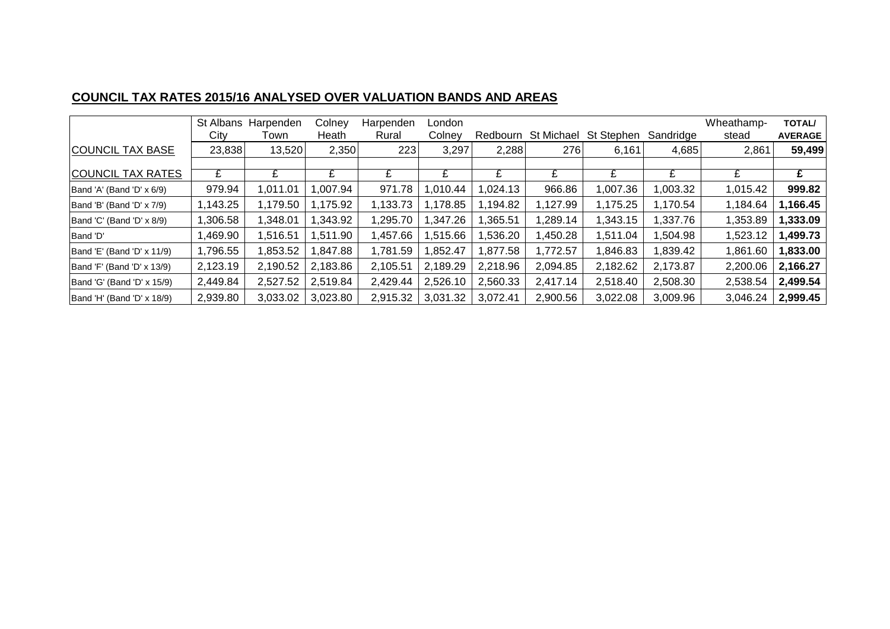## COUNCIL TAX RATES 2015/16 ANALYSED OVER VALUATION BANDS AND AREAS

| | St Albans City | Harpenden Town | Colney Heath | Harpenden Rural | London Colney | Redbourn | St Michael | St Stephen | Sandridge | Wheathamp-stead | **TOTAL/ AVERAGE** |
|---|---|---|---|---|---|---|---|---|---|---|---|
| COUNCIL TAX BASE | 23,838 | 13,520 | 2,350 | 223 | 3,297 | 2,288 | 276 | 6,161 | 4,685 | 2,861 | **59,499** |
| | | | | | | | | | | | |
| COUNCIL TAX RATES | £ | £ | £ | £ | £ | £ | £ | £ | £ | £ | **£** |
| Band 'A' (Band 'D' x 6/9) | 979.94 | 1,011.01 | 1,007.94 | 971.78 | 1,010.44 | 1,024.13 | 966.86 | 1,007.36 | 1,003.32 | 1,015.42 | **999.82** |
| Band 'B' (Band 'D' x 7/9) | 1,143.25 | 1,179.50 | 1,175.92 | 1,133.73 | 1,178.85 | 1,194.82 | 1,127.99 | 1,175.25 | 1,170.54 | 1,184.64 | **1,166.45** |
| Band 'C' (Band 'D' x 8/9) | 1,306.58 | 1,348.01 | 1,343.92 | 1,295.70 | 1,347.26 | 1,365.51 | 1,289.14 | 1,343.15 | 1,337.76 | 1,353.89 | **1,333.09** |
| Band 'D' | 1,469.90 | 1,516.51 | 1,511.90 | 1,457.66 | 1,515.66 | 1,536.20 | 1,450.28 | 1,511.04 | 1,504.98 | 1,523.12 | **1,499.73** |
| Band 'E' (Band 'D' x 11/9) | 1,796.55 | 1,853.52 | 1,847.88 | 1,781.59 | 1,852.47 | 1,877.58 | 1,772.57 | 1,846.83 | 1,839.42 | 1,861.60 | **1,833.00** |
| Band 'F' (Band 'D' x 13/9) | 2,123.19 | 2,190.52 | 2,183.86 | 2,105.51 | 2,189.29 | 2,218.96 | 2,094.85 | 2,182.62 | 2,173.87 | 2,200.06 | **2,166.27** |
| Band 'G' (Band 'D' x 15/9) | 2,449.84 | 2,527.52 | 2,519.84 | 2,429.44 | 2,526.10 | 2,560.33 | 2,417.14 | 2,518.40 | 2,508.30 | 2,538.54 | **2,499.54** |
| Band 'H' (Band 'D' x 18/9) | 2,939.80 | 3,033.02 | 3,023.80 | 2,915.32 | 3,031.32 | 3,072.41 | 2,900.56 | 3,022.08 | 3,009.96 | 3,046.24 | **2,999.45** |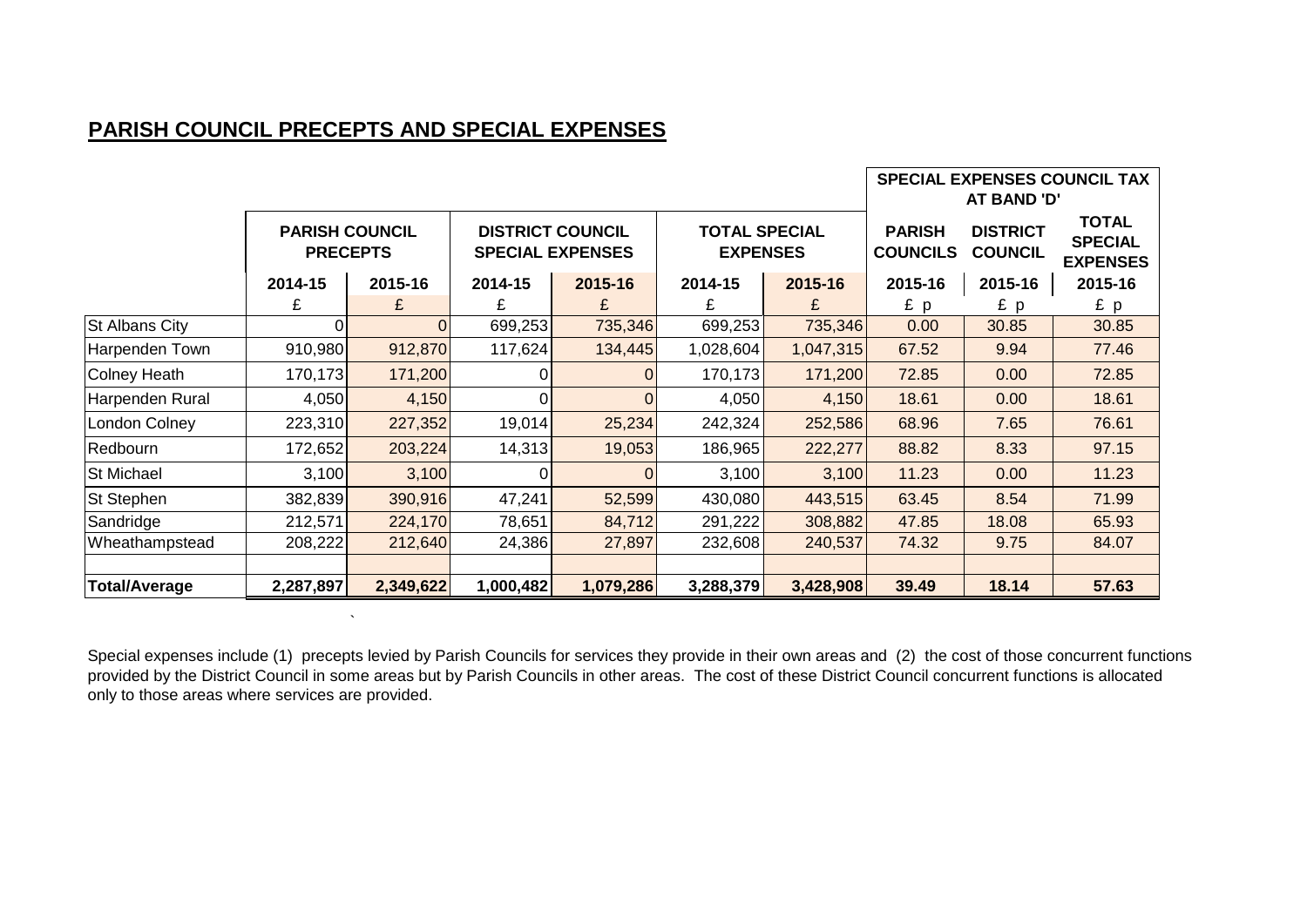## PARISH COUNCIL PRECEPTS AND SPECIAL EXPENSES

| | PARISH COUNCIL PRECEPTS | | DISTRICT COUNCIL SPECIAL EXPENSES | | TOTAL SPECIAL EXPENSES | | SPECIAL EXPENSES COUNCIL TAX AT BAND 'D' PARISH COUNCILS | DISTRICT COUNCIL | TOTAL SPECIAL EXPENSES |
|---|---|---|---|---|---|---|---|---|---|
| | 2014-15 | 2015-16 | 2014-15 | 2015-16 | 2014-15 | 2015-16 | 2015-16 | 2015-16 | 2015-16 |
| | £ | £ | £ | £ | £ | £ | £ p | £ p | £ p |
| St Albans City | 0 | 0 | 699,253 | 735,346 | 699,253 | 735,346 | 0.00 | 30.85 | 30.85 |
| Harpenden Town | 910,980 | 912,870 | 117,624 | 134,445 | 1,028,604 | 1,047,315 | 67.52 | 9.94 | 77.46 |
| Colney Heath | 170,173 | 171,200 | 0 | 0 | 170,173 | 171,200 | 72.85 | 0.00 | 72.85 |
| Harpenden Rural | 4,050 | 4,150 | 0 | 0 | 4,050 | 4,150 | 18.61 | 0.00 | 18.61 |
| London Colney | 223,310 | 227,352 | 19,014 | 25,234 | 242,324 | 252,586 | 68.96 | 7.65 | 76.61 |
| Redbourn | 172,652 | 203,224 | 14,313 | 19,053 | 186,965 | 222,277 | 88.82 | 8.33 | 97.15 |
| St Michael | 3,100 | 3,100 | 0 | 0 | 3,100 | 3,100 | 11.23 | 0.00 | 11.23 |
| St Stephen | 382,839 | 390,916 | 47,241 | 52,599 | 430,080 | 443,515 | 63.45 | 8.54 | 71.99 |
| Sandridge | 212,571 | 224,170 | 78,651 | 84,712 | 291,222 | 308,882 | 47.85 | 18.08 | 65.93 |
| Wheathampstead | 208,222 | 212,640 | 24,386 | 27,897 | 232,608 | 240,537 | 74.32 | 9.75 | 84.07 |
| | | | | | | | | | |
| **Total/Average** | **2,287,897** | **2,349,622** | **1,000,482** | **1,079,286** | **3,288,379** | **3,428,908** | **39.49** | **18.14** | **57.63** |

Special expenses include (1) precepts levied by Parish Councils for services they provide in their own areas and (2) the cost of those concurrent functions provided by the District Council in some areas but by Parish Councils in other areas. The cost of these District Council concurrent functions is allocated only to those areas where services are provided.